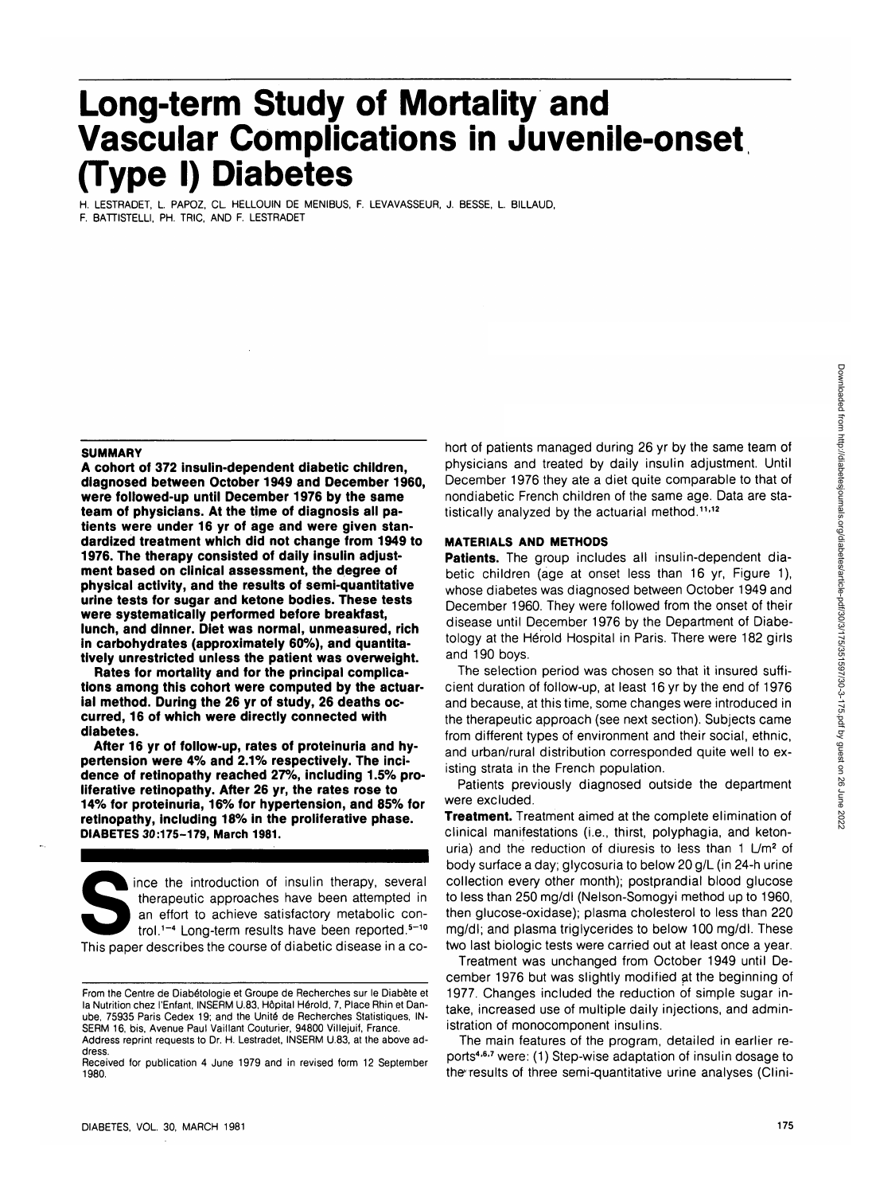# Long-term Study of Mortality and Vascular Complications in Juvenile-onset (Type I) Diabetes

H. LESTRADET, L. PAPOZ, CL. HELLOUIN DE MENIBUS, F. LEVAVASSEUR, J. BESSE, L. BILLAUD, F. BATTISTELLI, PH. TRIC, AND F. LESTRADET

## SUMMARY

**A cohort of 372 insulin-dependent diabetic children, diagnosed between October 1949 and December 1960, were followed-up until December 1976 by the same team of physicians. At the time of diagnosis all patients were under 16 yr of age and were given standardized treatment which did not change from 1949 to 1976. The therapy consisted of daily insulin adjustment based on clinical assessment, the degree of physical activity, and the results of semi-quantitative urine tests for sugar and ketone bodies. These tests were systematically performed before breakfast, lunch, and dinner. Diet was normal, unmeasured, rich in carbohydrates (approximately 60%), and quantitatively unrestricted unless the patient was overweight.**

**Rates for mortality and for the principal complications among this cohort were computed by the actuarial method. During the 26 yr of study, 26 deaths occurred, 16 of which were directly connected with diabetes.**

**After 16 yr of follow-up, rates of proteinuria and hypertension were 4% and 2.1% respectively. The incidence of retinopathy reached 27%, including 1.5% proliferative retinopathy. After 26 yr, the rates rose to 14% for proteinuria, 16% for hypertension, and 85% for retinopathy, including 18% in the proliferative phase. DIABETES 30:175–179, March 1981.**

Since the introduction of insulin therapy, several therapeutic approaches have been attempted in an effort to achieve satisfactory metabolic control.[1–4] Long-term results have been reported.[5–10] This paper describes the course of diabetic disease in a cohort of patients managed during 26 yr by the same team of physicians and treated by daily insulin adjustment. Until December 1976 they ate a diet quite comparable to that of nondiabetic French children of the same age. Data are statistically analyzed by the actuarial method.[11,12]

## MATERIALS AND METHODS

**Patients.** The group includes all insulin-dependent diabetic children (age at onset less than 16 yr, Figure 1), whose diabetes was diagnosed between October 1949 and December 1960. They were followed from the onset of their disease until December 1976 by the Department of Diabetology at the Hérold Hospital in Paris. There were 182 girls and 190 boys.

The selection period was chosen so that it insured sufficient duration of follow-up, at least 16 yr by the end of 1976 and because, at this time, some changes were introduced in the therapeutic approach (see next section). Subjects came from different types of environment and their social, ethnic, and urban/rural distribution corresponded quite well to existing strata in the French population.

Patients previously diagnosed outside the department were excluded.

**Treatment.** Treatment aimed at the complete elimination of clinical manifestations (i.e., thirst, polyphagia, and ketonuria) and the reduction of diuresis to less than 1 L/m$^2$ of body surface a day; glycosuria to below 20 g/L (in 24-h urine collection every other month); postprandial blood glucose to less than 250 mg/dl (Nelson-Somogyi method up to 1960, then glucose-oxidase); plasma cholesterol to less than 220 mg/dl; and plasma triglycerides to below 100 mg/dl. These two last biologic tests were carried out at least once a year.

Treatment was unchanged from October 1949 until December 1976 but was slightly modified at the beginning of 1977. Changes included the reduction of simple sugar intake, increased use of multiple daily injections, and administration of monocomponent insulins.

The main features of the program, detailed in earlier reports[4,6,7] were: (1) Step-wise adaptation of insulin dosage to the results of three semi-quantitative urine analyses (Clini-

From the Centre de Diabétologie et Groupe de Recherches sur le Diabète et la Nutrition chez l'Enfant, INSERM U.83, Hôpital Hérold, 7, Place Rhin et Danube, 75935 Paris Cedex 19; and the Unité de Recherches Statistiques, INSERM 16, bis, Avenue Paul Vaillant Couturier, 94800 Villejuif, France.
Address reprint requests to Dr. H. Lestradet, INSERM U.83, at the above address.
Received for publication 4 June 1979 and in revised form 12 September 1980.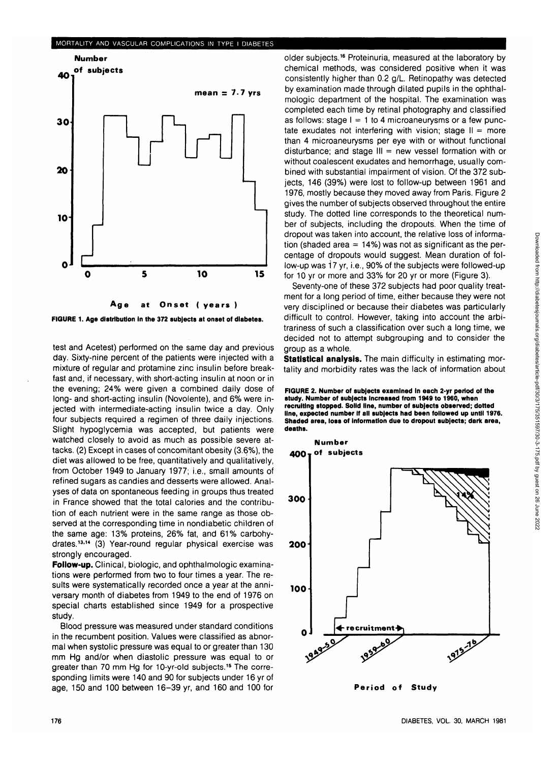FIGURE 1. Age distribution in the 372 subjects at onset of diabetes.

test and Acetest) performed on the same day and previous day. Sixty-nine percent of the patients were injected with a mixture of regular and protamine zinc insulin before breakfast and, if necessary, with short-acting insulin at noon or in the evening; 24% were given a combined daily dose of long- and short-acting insulin (Novolente), and 6% were injected with intermediate-acting insulin twice a day. Only four subjects required a regimen of three daily injections. Slight hypoglycemia was accepted, but patients were watched closely to avoid as much as possible severe attacks. (2) Except in cases of concomitant obesity (3.6%), the diet was allowed to be free, quantitatively and qualitatively, from October 1949 to January 1977; i.e., small amounts of refined sugars as candies and desserts were allowed. Analyses of data on spontaneous feeding in groups thus treated in France showed that the total calories and the contribution of each nutrient were in the same range as those observed at the corresponding time in nondiabetic children of the same age: 13% proteins, 26% fat, and 61% carbohydrates.[13,14] (3) Year-round regular physical exercise was strongly encouraged.

**Follow-up.** Clinical, biologic, and ophthalmologic examinations were performed from two to four times a year. The results were systematically recorded once a year at the anniversary month of diabetes from 1949 to the end of 1976 on special charts established since 1949 for a prospective study.

Blood pressure was measured under standard conditions in the recumbent position. Values were classified as abnormal when systolic pressure was equal to or greater than 130 mm Hg and/or when diastolic pressure was equal to or greater than 70 mm Hg for 10-yr-old subjects.[15] The corresponding limits were 140 and 90 for subjects under 16 yr of age, 150 and 100 between 16–39 yr, and 160 and 100 for older subjects.[16] Proteinuria, measured at the laboratory by chemical methods, was considered positive when it was consistently higher than 0.2 g/L. Retinopathy was detected by examination made through dilated pupils in the ophthalmologic department of the hospital. The examination was completed each time by retinal photography and classified as follows: stage I = 1 to 4 microaneurysms or a few punctate exudates not interfering with vision; stage II = more than 4 microaneurysms per eye with or without functional disturbance; and stage III = new vessel formation with or without coalescent exudates and hemorrhage, usually combined with substantial impairment of vision. Of the 372 subjects, 146 (39%) were lost to follow-up between 1961 and 1976, mostly because they moved away from Paris. Figure 2 gives the number of subjects observed throughout the entire study. The dotted line corresponds to the theoretical number of subjects, including the dropouts. When the time of dropout was taken into account, the relative loss of information (shaded area = 14%) was not as significant as the percentage of dropouts would suggest. Mean duration of follow-up was 17 yr, i.e., 90% of the subjects were followed-up for 10 yr or more and 33% for 20 yr or more (Figure 3).

Seventy-one of these 372 subjects had poor quality treatment for a long period of time, either because they were not very disciplined or because their diabetes was particularly difficult to control. However, taking into account the arbitrariness of such a classification over such a long time, we decided not to attempt subgrouping and to consider the group as a whole.

**Statistical analysis.** The main difficulty in estimating mortality and morbidity rates was the lack of information about

FIGURE 2. Number of subjects examined in each 2-yr period of the study. Number of subjects increased from 1949 to 1960, when recruiting stopped. Solid line, number of subjects observed; dotted line, expected number if all subjects had been followed up until 1976. Shaded area, loss of information due to dropout subjects; dark area, deaths.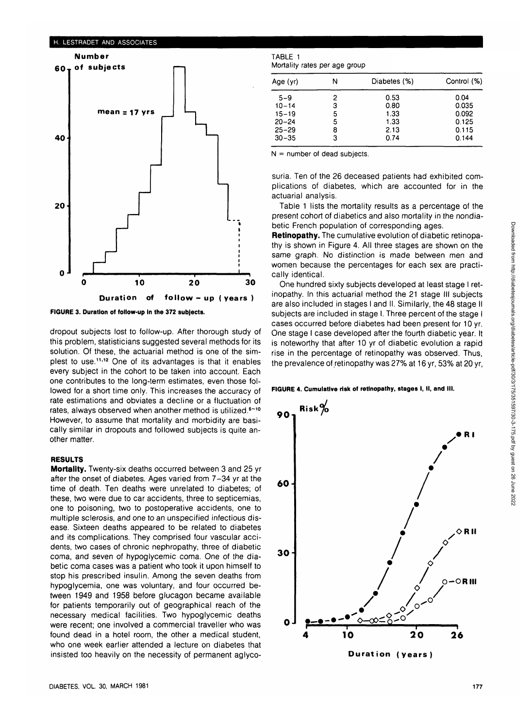FIGURE 3. Duration of follow-up in the 372 subjects.

dropout subjects lost to follow-up. After thorough study of this problem, statisticians suggested several methods for its solution. Of these, the actuarial method is one of the simplest to use.[11,12] One of its advantages is that it enables every subject in the cohort to be taken into account. Each one contributes to the long-term estimates, even those followed for a short time only. This increases the accuracy of rate estimations and obviates a decline or a fluctuation of rates, always observed when another method is utilized.[6-10] However, to assume that mortality and morbidity are basically similar in dropouts and followed subjects is quite another matter.

## RESULTS

**Mortality.** Twenty-six deaths occurred between 3 and 25 yr after the onset of diabetes. Ages varied from 7–34 yr at the time of death. Ten deaths were unrelated to diabetes; of these, two were due to car accidents, three to septicemias, one to poisoning, two to postoperative accidents, one to multiple sclerosis, and one to an unspecified infectious disease. Sixteen deaths appeared to be related to diabetes and its complications. They comprised four vascular accidents, two cases of chronic nephropathy, three of diabetic coma, and seven of hypoglycemic coma. One of the diabetic coma cases was a patient who took it upon himself to stop his prescribed insulin. Among the seven deaths from hypoglycemia, one was voluntary, and four occurred between 1949 and 1958 before glucagon became available for patients temporarily out of geographical reach of the necessary medical facilities. Two hypoglycemic deaths were recent; one involved a commercial traveller who was found dead in a hotel room, the other a medical student, who one week earlier attended a lecture on diabetes that insisted too heavily on the necessity of permanent aglycosuria. Ten of the 26 deceased patients had exhibited complications of diabetes, which are accounted for in the actuarial analysis.

TABLE 1
Mortality rates per age group

| Age (yr) | N | Diabetes (%) | Control (%) |
|---|---|---|---|
| 5–9 | 2 | 0.53 | 0.04 |
| 10–14 | 3 | 0.80 | 0.035 |
| 15–19 | 5 | 1.33 | 0.092 |
| 20–24 | 5 | 1.33 | 0.125 |
| 25–29 | 8 | 2.13 | 0.115 |
| 30–35 | 3 | 0.74 | 0.144 |

N = number of dead subjects.

Table 1 lists the mortality results as a percentage of the present cohort of diabetics and also mortality in the nondiabetic French population of corresponding ages.

**Retinopathy.** The cumulative evolution of diabetic retinopathy is shown in Figure 4. All three stages are shown on the same graph. No distinction is made between men and women because the percentages for each sex are practically identical.

One hundred sixty subjects developed at least stage I retinopathy. In this actuarial method the 21 stage III subjects are also included in stages I and II. Similarly, the 48 stage II subjects are included in stage I. Three percent of the stage I cases occurred before diabetes had been present for 10 yr. One stage I case developed after the fourth diabetic year. It is noteworthy that after 10 yr of diabetic evolution a rapid rise in the percentage of retinopathy was observed. Thus, the prevalence of retinopathy was 27% at 16 yr, 53% at 20 yr,

FIGURE 4. Cumulative risk of retinopathy, stages I, II, and III.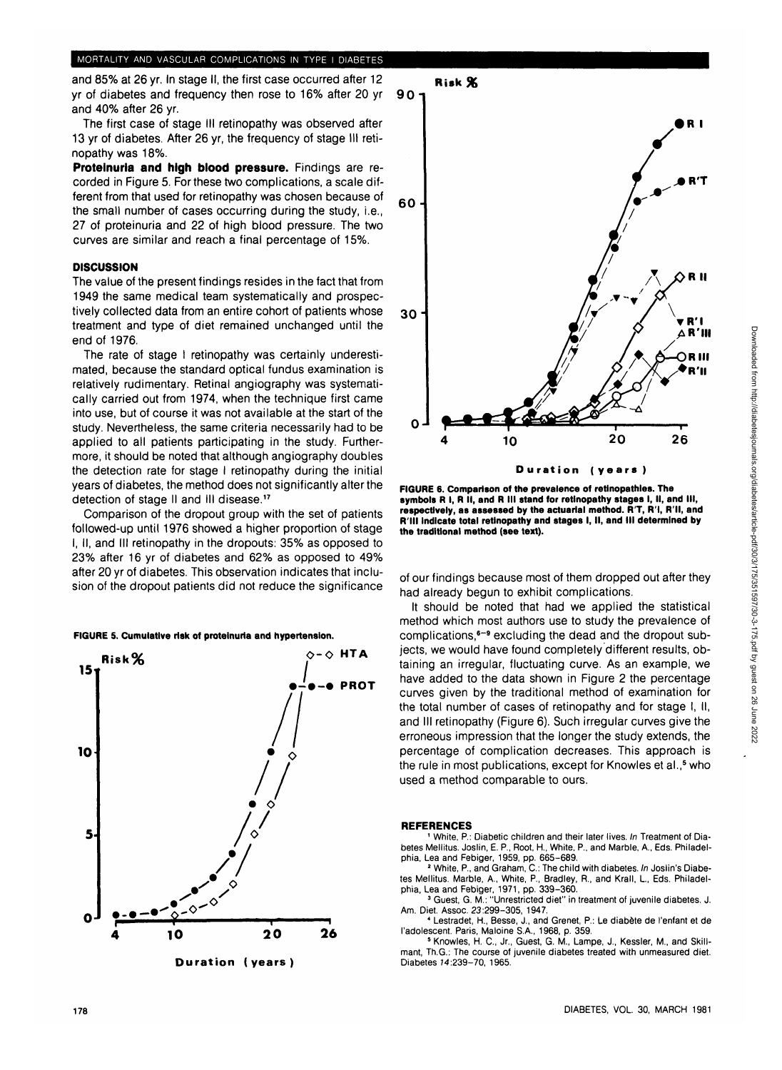and 85% at 26 yr. In stage II, the first case occurred after 12 yr of diabetes and frequency then rose to 16% after 20 yr and 40% after 26 yr.

The first case of stage III retinopathy was observed after 13 yr of diabetes. After 26 yr, the frequency of stage III retinopathy was 18%.

**Proteinuria and high blood pressure.** Findings are recorded in Figure 5. For these two complications, a scale different from that used for retinopathy was chosen because of the small number of cases occurring during the study, i.e., 27 of proteinuria and 22 of high blood pressure. The two curves are similar and reach a final percentage of 15%.

## DISCUSSION

The value of the present findings resides in the fact that from 1949 the same medical team systematically and prospectively collected data from an entire cohort of patients whose treatment and type of diet remained unchanged until the end of 1976.

The rate of stage I retinopathy was certainly underestimated, because the standard optical fundus examination is relatively rudimentary. Retinal angiography was systematically carried out from 1974, when the technique first came into use, but of course it was not available at the start of the study. Nevertheless, the same criteria necessarily had to be applied to all patients participating in the study. Furthermore, it should be noted that although angiography doubles the detection rate for stage I retinopathy during the initial years of diabetes, the method does not significantly alter the detection of stage II and III disease.[17]

Comparison of the dropout group with the set of patients followed-up until 1976 showed a higher proportion of stage I, II, and III retinopathy in the dropouts: 35% as opposed to 23% after 16 yr of diabetes and 62% as opposed to 49% after 20 yr of diabetes. This observation indicates that inclusion of the dropout patients did not reduce the significance of our findings because most of them dropped out after they had already begun to exhibit complications.

It should be noted that had we applied the statistical method which most authors use to study the prevalence of complications,[6-9] excluding the dead and the dropout subjects, we would have found completely different results, obtaining an irregular, fluctuating curve. As an example, we have added to the data shown in Figure 2 the percentage curves given by the traditional method of examination for the total number of cases of retinopathy and for stage I, II, and III retinopathy (Figure 6). Such irregular curves give the erroneous impression that the longer the study extends, the percentage of complication decreases. This approach is the rule in most publications, except for Knowles et al.,[5] who used a method comparable to ours.

**FIGURE 5. Cumulative risk of proteinuria and hypertension.**

**FIGURE 6. Comparison of the prevalence of retinopathies. The symbols R I, R II, and R III stand for retinopathy stages I, II, and III, respectively, as assessed by the actuarial method. R'T, R'I, R'II, and R'III indicate total retinopathy and stages I, II, and III determined by the traditional method (see text).**

## REFERENCES

[1] White, P.: Diabetic children and their later lives. *In* Treatment of Diabetes Mellitus. Joslin, E. P., Root, H., White, P., and Marble, A., Eds. Philadelphia, Lea and Febiger, 1959, pp. 665–689.

[2] White, P., and Graham, C.: The child with diabetes. *In* Joslin's Diabetes Mellitus. Marble, A., White, P., Bradley, R., and Krall, L., Eds. Philadelphia, Lea and Febiger, 1971, pp. 339–360.

[3] Guest, G. M.: "Unrestricted diet" in treatment of juvenile diabetes. J. Am. Diet. Assoc. 23:299–305, 1947.

[4] Lestradet, H., Besse, J., and Grenet, P.: Le diabète de l'enfant et de l'adolescent. Paris, Maloine S.A., 1968, p. 359.

[5] Knowles, H. C., Jr., Guest, G. M., Lampe, J., Kessler, M., and Skillmant, Th.G.: The course of juvenile diabetes treated with unmeasured diet. Diabetes 14:239–70, 1965.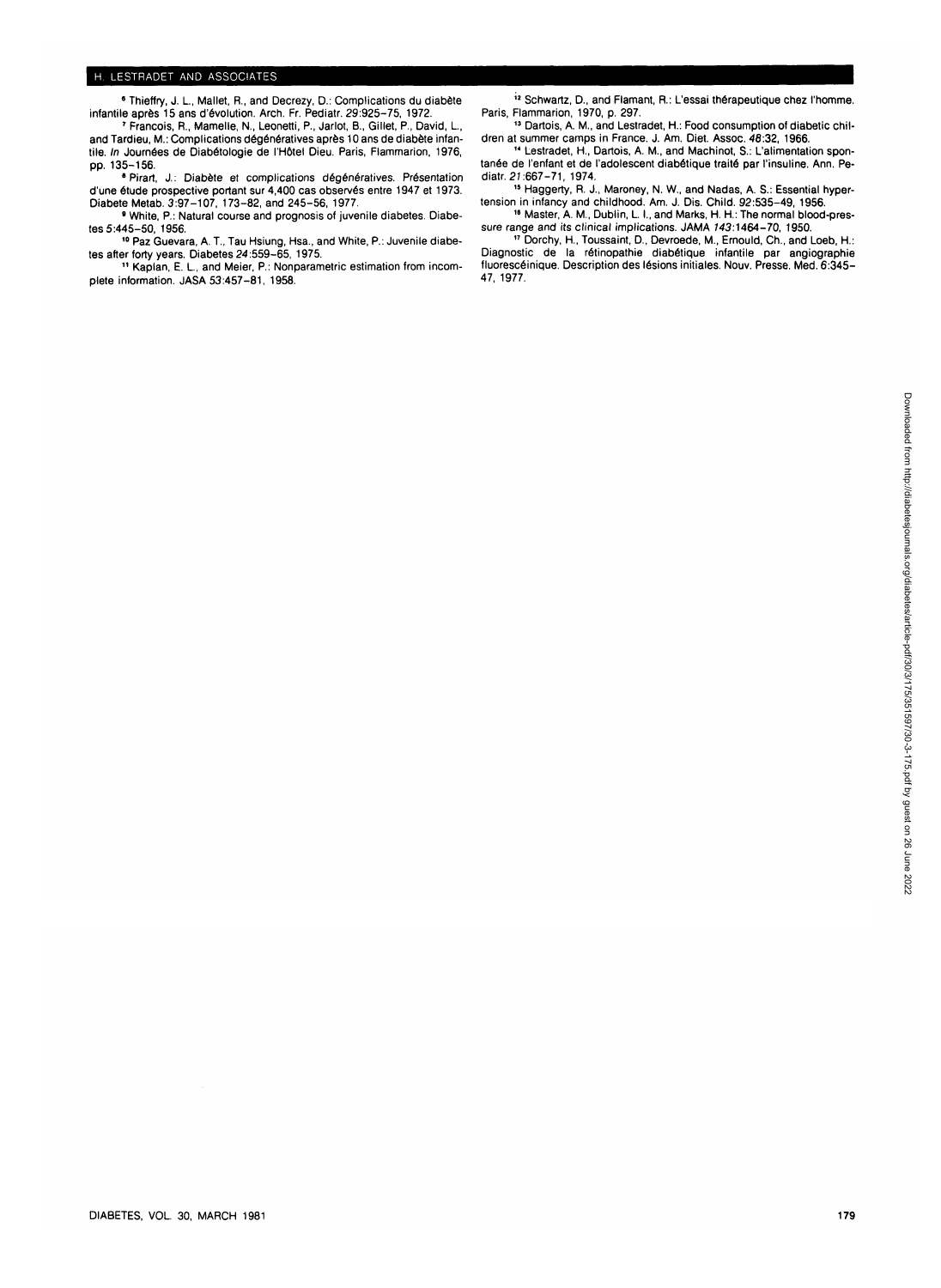[6] Thieffry, J. L., Mallet, R., and Decrezy, D.: Complications du diabète infantile après 15 ans d'évolution. Arch. Fr. Pediatr. *29*:925–75, 1972.

[7] Francois, R., Mamelle, N., Leonetti, P., Jarlot, B., Gillet, P., David, L., and Tardieu, M.: Complications dégénératives après 10 ans de diabète infantile. *In* Journées de Diabétologie de l'Hôtel Dieu. Paris, Flammarion, 1976, pp. 135–156.

[8] Pirart, J.: Diabète et complications dégénératives. Présentation d'une étude prospective portant sur 4,400 cas observés entre 1947 et 1973. Diabete Metab. 3:97–107, 173–82, and 245–56, 1977.

[9] White, P.: Natural course and prognosis of juvenile diabetes. Diabetes *5*:445–50, 1956.

[10] Paz Guevara, A. T., Tau Hsiung, Hsa., and White, P.: Juvenile diabetes after forty years. Diabetes *24*:559–65, 1975.

[11] Kaplan, E. L., and Meier, P.: Nonparametric estimation from incomplete information. JASA *53*:457–81, 1958.

[12] Schwartz, D., and Flamant, R.: L'essai thérapeutique chez l'homme. Paris, Flammarion, 1970, p. 297.

[13] Dartois, A. M., and Lestradet, H.: Food consumption of diabetic children at summer camps in France. J. Am. Diet. Assoc. *48*:32, 1966.

[14] Lestradet, H., Dartois, A. M., and Machinot, S.: L'alimentation spontanée de l'enfant et de l'adolescent diabétique traité par l'insuline. Ann. Pediatr. *21*:667–71, 1974.

[15] Haggerty, R. J., Maroney, N. W., and Nadas, A. S.: Essential hypertension in infancy and childhood. Am. J. Dis. Child. *92*:535–49, 1956.

[16] Master, A. M., Dublin, L. I., and Marks, H. H.: The normal blood-pressure range and its clinical implications. JAMA *143*:1464–70, 1950.

[17] Dorchy, H., Toussaint, D., Devroede, M., Ernould, Ch., and Loeb, H.: Diagnostic de la rétinopathie diabétique infantile par angiographie fluorescéinique. Description des lésions initiales. Nouv. Presse. Med. 6:345–47, 1977.